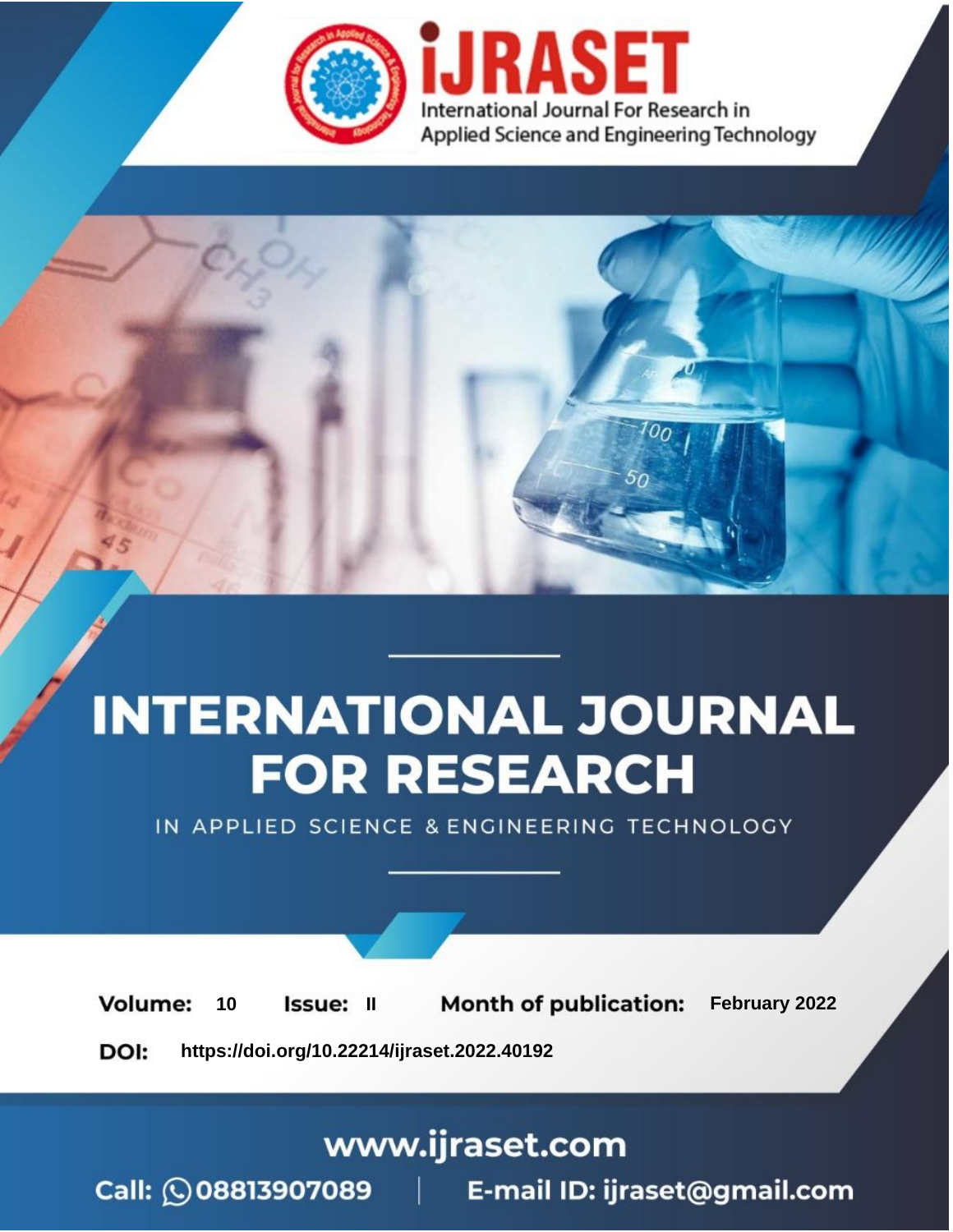iJRASET

International Journal For Research in Applied Science and Engineering Technology

# INTERNATIONAL JOURNAL FOR RESEARCH

IN APPLIED SCIENCE & ENGINEERING TECHNOLOGY

**Volume:** 10 **Issue:** II **Month of publication:** February 2022

**DOI:** https://doi.org/10.22214/ijraset.2022.40192

www.ijraset.com

Call: 08813907089 | E-mail ID: ijraset@gmail.com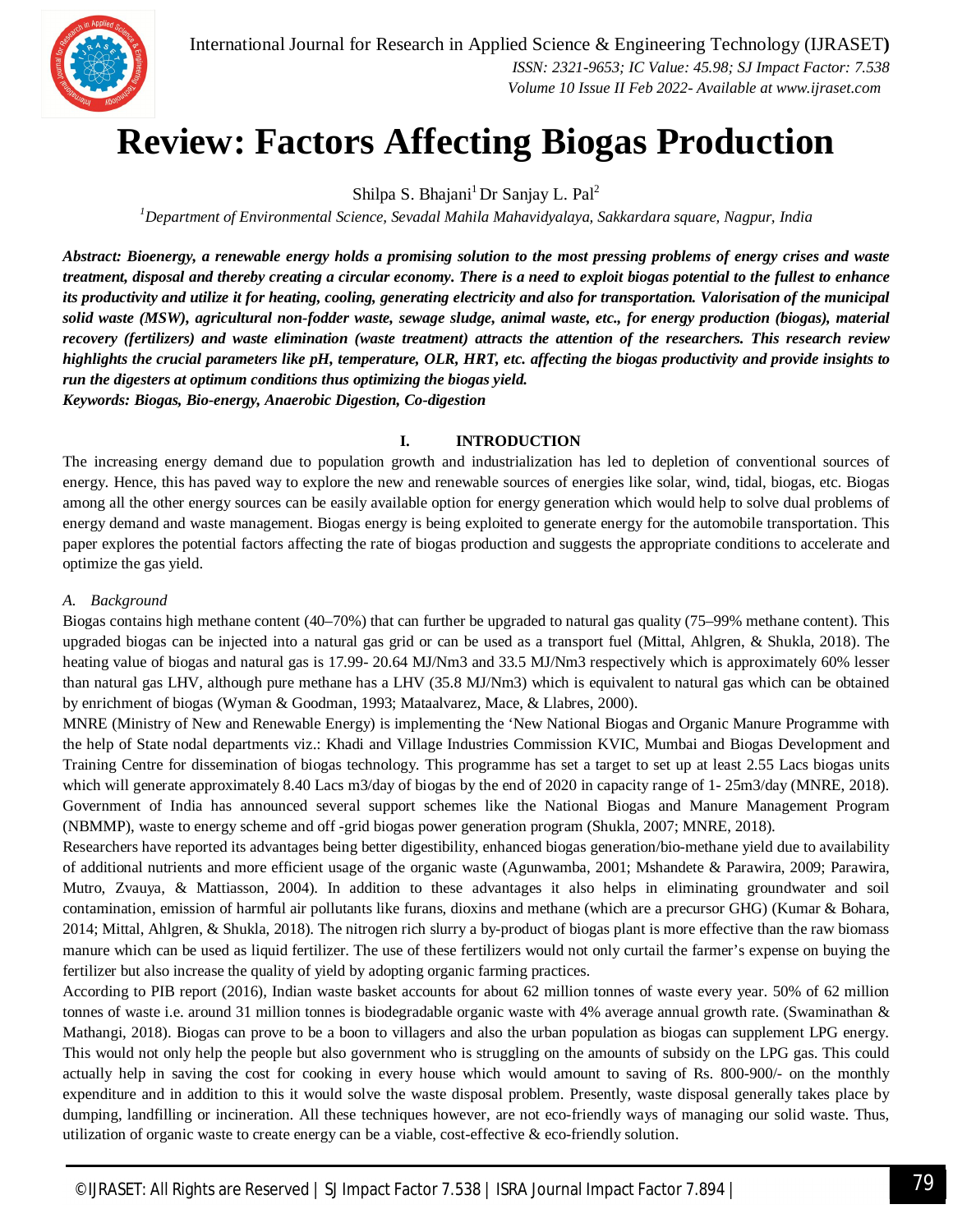# Review: Factors Affecting Biogas Production

Shilpa S. Bhajani[1] Dr Sanjay L. Pal[2]

[1]*Department of Environmental Science, Sevadal Mahila Mahavidyalaya, Sakkardara square, Nagpur, India*

***Abstract: Bioenergy, a renewable energy holds a promising solution to the most pressing problems of energy crises and waste treatment, disposal and thereby creating a circular economy. There is a need to exploit biogas potential to the fullest to enhance its productivity and utilize it for heating, cooling, generating electricity and also for transportation. Valorisation of the municipal solid waste (MSW), agricultural non-fodder waste, sewage sludge, animal waste, etc., for energy production (biogas), material recovery (fertilizers) and waste elimination (waste treatment) attracts the attention of the researchers. This research review highlights the crucial parameters like pH, temperature, OLR, HRT, etc. affecting the biogas productivity and provide insights to run the digesters at optimum conditions thus optimizing the biogas yield.***

***Keywords: Biogas, Bio-energy, Anaerobic Digestion, Co-digestion***

## I. INTRODUCTION

The increasing energy demand due to population growth and industrialization has led to depletion of conventional sources of energy. Hence, this has paved way to explore the new and renewable sources of energies like solar, wind, tidal, biogas, etc. Biogas among all the other energy sources can be easily available option for energy generation which would help to solve dual problems of energy demand and waste management. Biogas energy is being exploited to generate energy for the automobile transportation. This paper explores the potential factors affecting the rate of biogas production and suggests the appropriate conditions to accelerate and optimize the gas yield.

### *A. Background*

Biogas contains high methane content (40–70%) that can further be upgraded to natural gas quality (75–99% methane content). This upgraded biogas can be injected into a natural gas grid or can be used as a transport fuel (Mittal, Ahlgren, & Shukla, 2018). The heating value of biogas and natural gas is 17.99- 20.64 MJ/Nm3 and 33.5 MJ/Nm3 respectively which is approximately 60% lesser than natural gas LHV, although pure methane has a LHV (35.8 MJ/Nm3) which is equivalent to natural gas which can be obtained by enrichment of biogas (Wyman & Goodman, 1993; Mataalvarez, Mace, & Llabres, 2000).

MNRE (Ministry of New and Renewable Energy) is implementing the 'New National Biogas and Organic Manure Programme with the help of State nodal departments viz.: Khadi and Village Industries Commission KVIC, Mumbai and Biogas Development and Training Centre for dissemination of biogas technology. This programme has set a target to set up at least 2.55 Lacs biogas units which will generate approximately 8.40 Lacs m3/day of biogas by the end of 2020 in capacity range of 1- 25m3/day (MNRE, 2018). Government of India has announced several support schemes like the National Biogas and Manure Management Program (NBMMP), waste to energy scheme and off -grid biogas power generation program (Shukla, 2007; MNRE, 2018).

Researchers have reported its advantages being better digestibility, enhanced biogas generation/bio-methane yield due to availability of additional nutrients and more efficient usage of the organic waste (Agunwamba, 2001; Mshandete & Parawira, 2009; Parawira, Mutro, Zvauya, & Mattiasson, 2004). In addition to these advantages it also helps in eliminating groundwater and soil contamination, emission of harmful air pollutants like furans, dioxins and methane (which are a precursor GHG) (Kumar & Bohara, 2014; Mittal, Ahlgren, & Shukla, 2018). The nitrogen rich slurry a by-product of biogas plant is more effective than the raw biomass manure which can be used as liquid fertilizer. The use of these fertilizers would not only curtail the farmer's expense on buying the fertilizer but also increase the quality of yield by adopting organic farming practices.

According to PIB report (2016), Indian waste basket accounts for about 62 million tonnes of waste every year. 50% of 62 million tonnes of waste i.e. around 31 million tonnes is biodegradable organic waste with 4% average annual growth rate. (Swaminathan & Mathangi, 2018). Biogas can prove to be a boon to villagers and also the urban population as biogas can supplement LPG energy. This would not only help the people but also government who is struggling on the amounts of subsidy on the LPG gas. This could actually help in saving the cost for cooking in every house which would amount to saving of Rs. 800-900/- on the monthly expenditure and in addition to this it would solve the waste disposal problem. Presently, waste disposal generally takes place by dumping, landfilling or incineration. All these techniques however, are not eco-friendly ways of managing our solid waste. Thus, utilization of organic waste to create energy can be a viable, cost-effective & eco-friendly solution.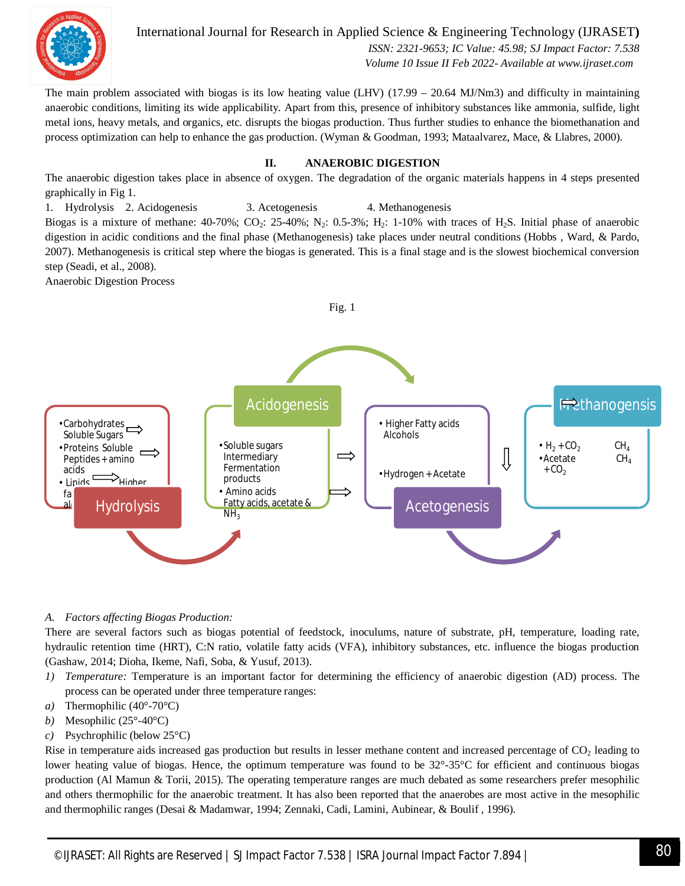The main problem associated with biogas is its low heating value (LHV) (17.99 – 20.64 MJ/Nm3) and difficulty in maintaining anaerobic conditions, limiting its wide applicability. Apart from this, presence of inhibitory substances like ammonia, sulfide, light metal ions, heavy metals, and organics, etc. disrupts the biogas production. Thus further studies to enhance the biomethanation and process optimization can help to enhance the gas production. (Wyman & Goodman, 1993; Mataalvarez, Mace, & Llabres, 2000).

## II. ANAEROBIC DIGESTION

The anaerobic digestion takes place in absence of oxygen. The degradation of the organic materials happens in 4 steps presented graphically in Fig 1.

1. Hydrolysis 2. Acidogenesis 3. Acetogenesis 4. Methanogenesis

Biogas is a mixture of methane: 40-70%; $CO_2$: 25-40%; $N_2$: 0.5-3%; $H_2$: 1-10% with traces of $H_2S$. Initial phase of anaerobic digestion in acidic conditions and the final phase (Methanogenesis) take places under neutral conditions (Hobbs , Ward, & Pardo, 2007). Methanogenesis is critical step where the biogas is generated. This is a final stage and is the slowest biochemical conversion step (Seadi, et al., 2008).

Anaerobic Digestion Process

Fig. 1

**Hydrolysis**
- Carbohydrates ⇒ Soluble Sugars
- Proteins ⇒ Soluble Peptides + amino acids
- Lipids ⇒ Higher fatty acids, alcohols

**Acidogenesis**
- Soluble sugars ⇒ Intermediary Fermentation products
- Amino acids ⇒ Fatty acids, acetate & $NH_3$

**Acetogenesis**
- Higher Fatty acids, Alcohols ⇒ Hydrogen + Acetate

**Methanogensis**
- $H_2 + CO_2$ ⇒ $CH_4$
- Acetate ⇒ $CH_4 + CO_2$

### A. *Factors affecting Biogas Production:*

There are several factors such as biogas potential of feedstock, inoculums, nature of substrate, pH, temperature, loading rate, hydraulic retention time (HRT), C:N ratio, volatile fatty acids (VFA), inhibitory substances, etc. influence the biogas production (Gashaw, 2014; Dioha, Ikeme, Nafi, Soba, & Yusuf, 2013).

1) *Temperature:* Temperature is an important factor for determining the efficiency of anaerobic digestion (AD) process. The process can be operated under three temperature ranges:

a) Thermophilic (40°-70°C)
b) Mesophilic (25°-40°C)
c) Psychrophilic (below 25°C)

Rise in temperature aids increased gas production but results in lesser methane content and increased percentage of $CO_2$ leading to lower heating value of biogas. Hence, the optimum temperature was found to be 32°-35°C for efficient and continuous biogas production (Al Mamun & Torii, 2015). The operating temperature ranges are much debated as some researchers prefer mesophilic and others thermophilic for the anaerobic treatment. It has also been reported that the anaerobes are most active in the mesophilic and thermophilic ranges (Desai & Madamwar, 1994; Zennaki, Cadi, Lamini, Aubinear, & Boulif , 1996).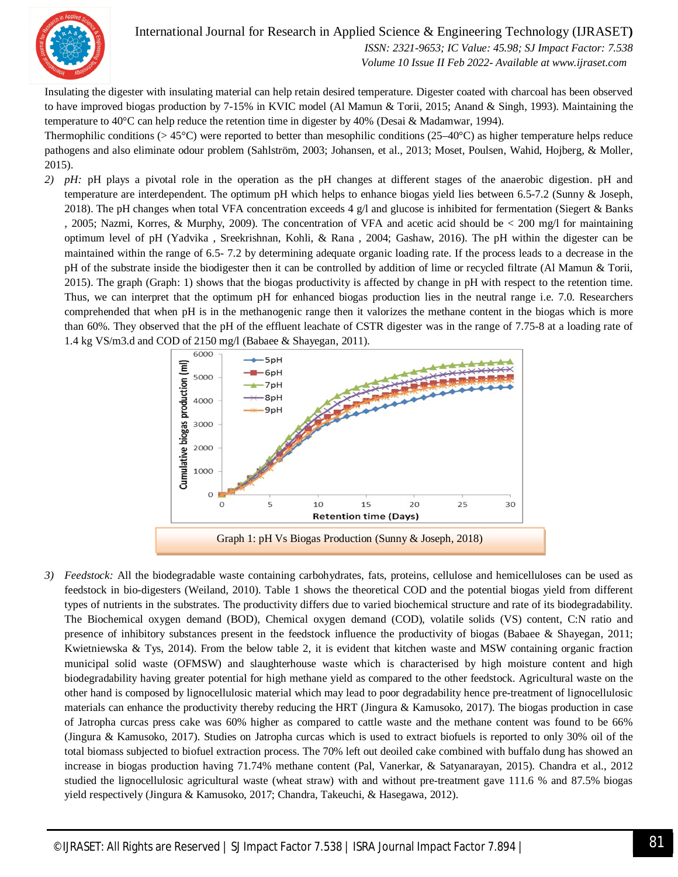Insulating the digester with insulating material can help retain desired temperature. Digester coated with charcoal has been observed to have improved biogas production by 7-15% in KVIC model (Al Mamun & Torii, 2015; Anand & Singh, 1993). Maintaining the temperature to 40°C can help reduce the retention time in digester by 40% (Desai & Madamwar, 1994).

Thermophilic conditions (> 45°C) were reported to better than mesophilic conditions (25–40°C) as higher temperature helps reduce pathogens and also eliminate odour problem (Sahlström, 2003; Johansen, et al., 2013; Moset, Poulsen, Wahid, Hojberg, & Moller, 2015).

2) *pH:* pH plays a pivotal role in the operation as the pH changes at different stages of the anaerobic digestion. pH and temperature are interdependent. The optimum pH which helps to enhance biogas yield lies between 6.5-7.2 (Sunny & Joseph, 2018). The pH changes when total VFA concentration exceeds 4 g/l and glucose is inhibited for fermentation (Siegert & Banks , 2005; Nazmi, Korres, & Murphy, 2009). The concentration of VFA and acetic acid should be < 200 mg/l for maintaining optimum level of pH (Yadvika , Sreekrishnan, Kohli, & Rana , 2004; Gashaw, 2016). The pH within the digester can be maintained within the range of 6.5- 7.2 by determining adequate organic loading rate. If the process leads to a decrease in the pH of the substrate inside the biodigester then it can be controlled by addition of lime or recycled filtrate (Al Mamun & Torii, 2015). The graph (Graph: 1) shows that the biogas productivity is affected by change in pH with respect to the retention time. Thus, we can interpret that the optimum pH for enhanced biogas production lies in the neutral range i.e. 7.0. Researchers comprehended that when pH is in the methanogenic range then it valorizes the methane content in the biogas which is more than 60%. They observed that the pH of the effluent leachate of CSTR digester was in the range of 7.75-8 at a loading rate of 1.4 kg VS/m3.d and COD of 2150 mg/l (Babaee & Shayegan, 2011).

Graph 1: pH Vs Biogas Production (Sunny & Joseph, 2018)

3) *Feedstock:* All the biodegradable waste containing carbohydrates, fats, proteins, cellulose and hemicelluloses can be used as feedstock in bio-digesters (Weiland, 2010). Table 1 shows the theoretical COD and the potential biogas yield from different types of nutrients in the substrates. The productivity differs due to varied biochemical structure and rate of its biodegradability. The Biochemical oxygen demand (BOD), Chemical oxygen demand (COD), volatile solids (VS) content, C:N ratio and presence of inhibitory substances present in the feedstock influence the productivity of biogas (Babaee & Shayegan, 2011; Kwietniewska & Tys, 2014). From the below table 2, it is evident that kitchen waste and MSW containing organic fraction municipal solid waste (OFMSW) and slaughterhouse waste which is characterised by high moisture content and high biodegradability having greater potential for high methane yield as compared to the other feedstock. Agricultural waste on the other hand is composed by lignocellulosic material which may lead to poor degradability hence pre-treatment of lignocellulosic materials can enhance the productivity thereby reducing the HRT (Jingura & Kamusoko, 2017). The biogas production in case of Jatropha curcas press cake was 60% higher as compared to cattle waste and the methane content was found to be 66% (Jingura & Kamusoko, 2017). Studies on Jatropha curcas which is used to extract biofuels is reported to only 30% oil of the total biomass subjected to biofuel extraction process. The 70% left out deoiled cake combined with buffalo dung has showed an increase in biogas production having 71.74% methane content (Pal, Vanerkar, & Satyanarayan, 2015). Chandra et al., 2012 studied the lignocellulosic agricultural waste (wheat straw) with and without pre-treatment gave 111.6 % and 87.5% biogas yield respectively (Jingura & Kamusoko, 2017; Chandra, Takeuchi, & Hasegawa, 2012).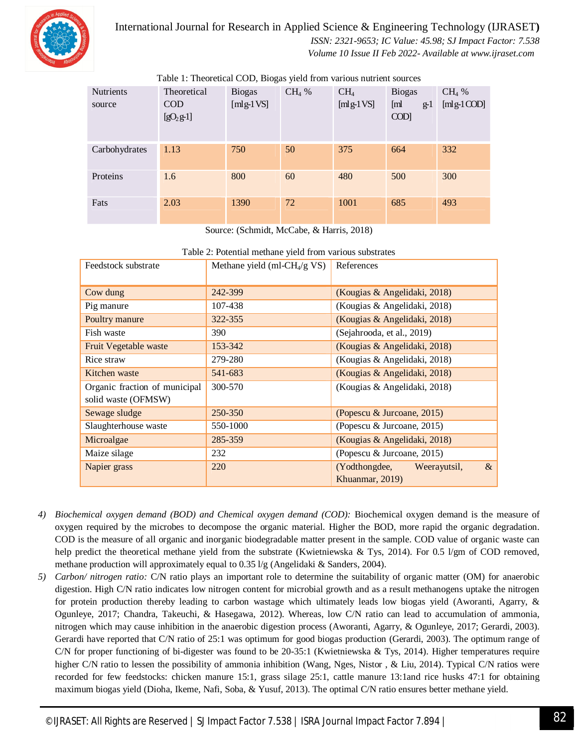Table 1: Theoretical COD, Biogas yield from various nutrient sources

| Nutrients source | Theoretical COD [$gO_2$ g-1] | Biogas [ml g-1 VS] | $CH_4$ % | $CH_4$ [ml g-1 VS] | Biogas [ml g-1 COD] | $CH_4$ % [ml g-1 COD] |
|---|---|---|---|---|---|---|
| Carbohydrates | 1.13 | 750 | 50 | 375 | 664 | 332 |
| Proteins | 1.6 | 800 | 60 | 480 | 500 | 300 |
| Fats | 2.03 | 1390 | 72 | 1001 | 685 | 493 |

Source: (Schmidt, McCabe, & Harris, 2018)

Table 2: Potential methane yield from various substrates

| Feedstock substrate | Methane yield (ml-$CH_4$/g VS) | References |
|---|---|---|
| Cow dung | 242-399 | (Kougias & Angelidaki, 2018) |
| Pig manure | 107-438 | (Kougias & Angelidaki, 2018) |
| Poultry manure | 322-355 | (Kougias & Angelidaki, 2018) |
| Fish waste | 390 | (Sejahrooda, et al., 2019) |
| Fruit Vegetable waste | 153-342 | (Kougias & Angelidaki, 2018) |
| Rice straw | 279-280 | (Kougias & Angelidaki, 2018) |
| Kitchen waste | 541-683 | (Kougias & Angelidaki, 2018) |
| Organic fraction of municipal solid waste (OFMSW) | 300-570 | (Kougias & Angelidaki, 2018) |
| Sewage sludge | 250-350 | (Popescu & Jurcoane, 2015) |
| Slaughterhouse waste | 550-1000 | (Popescu & Jurcoane, 2015) |
| Microalgae | 285-359 | (Kougias & Angelidaki, 2018) |
| Maize silage | 232 | (Popescu & Jurcoane, 2015) |
| Napier grass | 220 | (Yodthongdee, Weerayutsil, & Khuanmar, 2019) |

4) *Biochemical oxygen demand (BOD) and Chemical oxygen demand (COD):* Biochemical oxygen demand is the measure of oxygen required by the microbes to decompose the organic material. Higher the BOD, more rapid the organic degradation. COD is the measure of all organic and inorganic biodegradable matter present in the sample. COD value of organic waste can help predict the theoretical methane yield from the substrate (Kwietniewska & Tys, 2014). For 0.5 l/gm of COD removed, methane production will approximately equal to 0.35 l/g (Angelidaki & Sanders, 2004).
5) *Carbon/ nitrogen ratio:* C/N ratio plays an important role to determine the suitability of organic matter (OM) for anaerobic digestion. High C/N ratio indicates low nitrogen content for microbial growth and as a result methanogens uptake the nitrogen for protein production thereby leading to carbon wastage which ultimately leads low biogas yield (Aworanti, Agarry, & Ogunleye, 2017; Chandra, Takeuchi, & Hasegawa, 2012). Whereas, low C/N ratio can lead to accumulation of ammonia, nitrogen which may cause inhibition in the anaerobic digestion process (Aworanti, Agarry, & Ogunleye, 2017; Gerardi, 2003). Gerardi have reported that C/N ratio of 25:1 was optimum for good biogas production (Gerardi, 2003). The optimum range of C/N for proper functioning of bi-digester was found to be 20-35:1 (Kwietniewska & Tys, 2014). Higher temperatures require higher C/N ratio to lessen the possibility of ammonia inhibition (Wang, Nges, Nistor , & Liu, 2014). Typical C/N ratios were recorded for few feedstocks: chicken manure 15:1, grass silage 25:1, cattle manure 13:1and rice husks 47:1 for obtaining maximum biogas yield (Dioha, Ikeme, Nafi, Soba, & Yusuf, 2013). The optimal C/N ratio ensures better methane yield.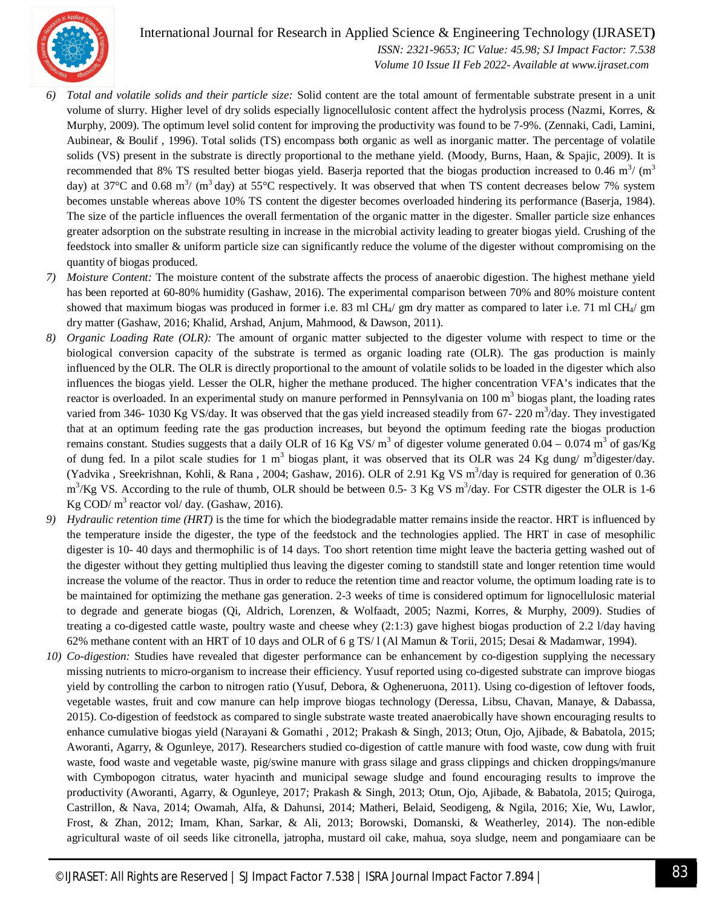6) *Total and volatile solids and their particle size:* Solid content are the total amount of fermentable substrate present in a unit volume of slurry. Higher level of dry solids especially lignocellulosic content affect the hydrolysis process (Nazmi, Korres, & Murphy, 2009). The optimum level solid content for improving the productivity was found to be 7-9%. (Zennaki, Cadi, Lamini, Aubinear, & Boulif , 1996). Total solids (TS) encompass both organic as well as inorganic matter. The percentage of volatile solids (VS) present in the substrate is directly proportional to the methane yield. (Moody, Burns, Haan, & Spajic, 2009). It is recommended that 8% TS resulted better biogas yield. Baserja reported that the biogas production increased to 0.46 $m^3$/ ($m^3$ day) at 37°C and 0.68 $m^3$/ ($m^3$ day) at 55°C respectively. It was observed that when TS content decreases below 7% system becomes unstable whereas above 10% TS content the digester becomes overloaded hindering its performance (Baserja, 1984). The size of the particle influences the overall fermentation of the organic matter in the digester. Smaller particle size enhances greater adsorption on the substrate resulting in increase in the microbial activity leading to greater biogas yield. Crushing of the feedstock into smaller & uniform particle size can significantly reduce the volume of the digester without compromising on the quantity of biogas produced.

7) *Moisture Content:* The moisture content of the substrate affects the process of anaerobic digestion. The highest methane yield has been reported at 60-80% humidity (Gashaw, 2016). The experimental comparison between 70% and 80% moisture content showed that maximum biogas was produced in former i.e. 83 ml $CH_4$/ gm dry matter as compared to later i.e. 71 ml $CH_4$/ gm dry matter (Gashaw, 2016; Khalid, Arshad, Anjum, Mahmood, & Dawson, 2011).

8) *Organic Loading Rate (OLR):* The amount of organic matter subjected to the digester volume with respect to time or the biological conversion capacity of the substrate is termed as organic loading rate (OLR). The gas production is mainly influenced by the OLR. The OLR is directly proportional to the amount of volatile solids to be loaded in the digester which also influences the biogas yield. Lesser the OLR, higher the methane produced. The higher concentration VFA's indicates that the reactor is overloaded. In an experimental study on manure performed in Pennsylvania on 100 $m^3$ biogas plant, the loading rates varied from 346- 1030 Kg VS/day. It was observed that the gas yield increased steadily from 67- 220 $m^3$/day. They investigated that at an optimum feeding rate the gas production increases, but beyond the optimum feeding rate the biogas production remains constant. Studies suggests that a daily OLR of 16 Kg VS/ $m^3$ of digester volume generated 0.04 – 0.074 $m^3$ of gas/Kg of dung fed. In a pilot scale studies for 1 $m^3$ biogas plant, it was observed that its OLR was 24 Kg dung/ $m^3$digester/day. (Yadvika , Sreekrishnan, Kohli, & Rana , 2004; Gashaw, 2016). OLR of 2.91 Kg VS $m^3$/day is required for generation of 0.36 $m^3$/Kg VS. According to the rule of thumb, OLR should be between 0.5- 3 Kg VS $m^3$/day. For CSTR digester the OLR is 1-6 Kg COD/ $m^3$ reactor vol/ day. (Gashaw, 2016).

9) *Hydraulic retention time (HRT)* is the time for which the biodegradable matter remains inside the reactor. HRT is influenced by the temperature inside the digester, the type of the feedstock and the technologies applied. The HRT in case of mesophilic digester is 10- 40 days and thermophilic is of 14 days. Too short retention time might leave the bacteria getting washed out of the digester without they getting multiplied thus leaving the digester coming to standstill state and longer retention time would increase the volume of the reactor. Thus in order to reduce the retention time and reactor volume, the optimum loading rate is to be maintained for optimizing the methane gas generation. 2-3 weeks of time is considered optimum for lignocellulosic material to degrade and generate biogas (Qi, Aldrich, Lorenzen, & Wolfaadt, 2005; Nazmi, Korres, & Murphy, 2009). Studies of treating a co-digested cattle waste, poultry waste and cheese whey (2:1:3) gave highest biogas production of 2.2 l/day having 62% methane content with an HRT of 10 days and OLR of 6 g TS/ l (Al Mamun & Torii, 2015; Desai & Madamwar, 1994).

10) *Co-digestion:* Studies have revealed that digester performance can be enhancement by co-digestion supplying the necessary missing nutrients to micro-organism to increase their efficiency. Yusuf reported using co-digested substrate can improve biogas yield by controlling the carbon to nitrogen ratio (Yusuf, Debora, & Ogheneruona, 2011). Using co-digestion of leftover foods, vegetable wastes, fruit and cow manure can help improve biogas technology (Deressa, Libsu, Chavan, Manaye, & Dabassa, 2015). Co-digestion of feedstock as compared to single substrate waste treated anaerobically have shown encouraging results to enhance cumulative biogas yield (Narayani & Gomathi , 2012; Prakash & Singh, 2013; Otun, Ojo, Ajibade, & Babatola, 2015; Aworanti, Agarry, & Ogunleye, 2017). Researchers studied co-digestion of cattle manure with food waste, cow dung with fruit waste, food waste and vegetable waste, pig/swine manure with grass silage and grass clippings and chicken droppings/manure with Cymbopogon citratus, water hyacinth and municipal sewage sludge and found encouraging results to improve the productivity (Aworanti, Agarry, & Ogunleye, 2017; Prakash & Singh, 2013; Otun, Ojo, Ajibade, & Babatola, 2015; Quiroga, Castrillon, & Nava, 2014; Owamah, Alfa, & Dahunsi, 2014; Matheri, Belaid, Seodigeng, & Ngila, 2016; Xie, Wu, Lawlor, Frost, & Zhan, 2012; Imam, Khan, Sarkar, & Ali, 2013; Borowski, Domanski, & Weatherley, 2014). The non-edible agricultural waste of oil seeds like citronella, jatropha, mustard oil cake, mahua, soya sludge, neem and pongamiaare can be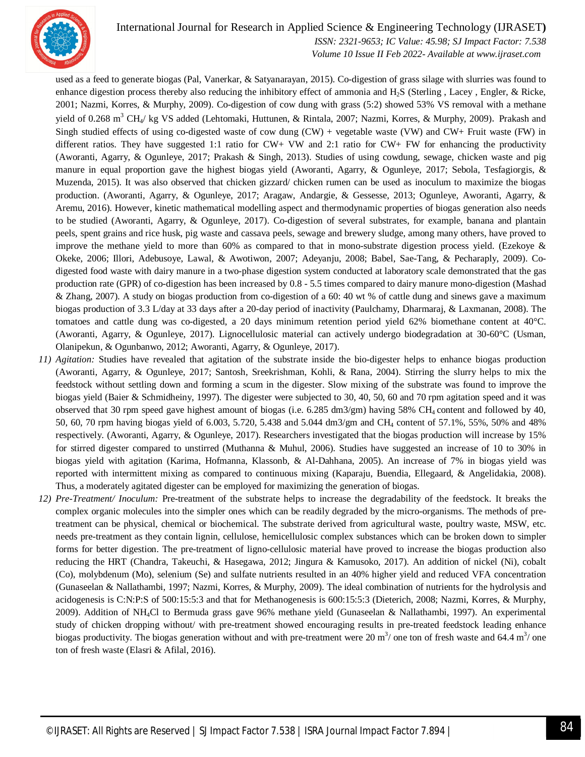used as a feed to generate biogas (Pal, Vanerkar, & Satyanarayan, 2015). Co-digestion of grass silage with slurries was found to enhance digestion process thereby also reducing the inhibitory effect of ammonia and $H_2S$ (Sterling , Lacey , Engler, & Ricke, 2001; Nazmi, Korres, & Murphy, 2009). Co-digestion of cow dung with grass (5:2) showed 53% VS removal with a methane yield of 0.268 $m^3$ $CH_4$/ kg VS added (Lehtomaki, Huttunen, & Rintala, 2007; Nazmi, Korres, & Murphy, 2009). Prakash and Singh studied effects of using co-digested waste of cow dung (CW) + vegetable waste (VW) and CW+ Fruit waste (FW) in different ratios. They have suggested 1:1 ratio for CW+ VW and 2:1 ratio for CW+ FW for enhancing the productivity (Aworanti, Agarry, & Ogunleye, 2017; Prakash & Singh, 2013). Studies of using cowdung, sewage, chicken waste and pig manure in equal proportion gave the highest biogas yield (Aworanti, Agarry, & Ogunleye, 2017; Sebola, Tesfagiorgis, & Muzenda, 2015). It was also observed that chicken gizzard/ chicken rumen can be used as inoculum to maximize the biogas production. (Aworanti, Agarry, & Ogunleye, 2017; Aragaw, Andargie, & Gessesse, 2013; Ogunleye, Aworanti, Agarry, & Aremu, 2016). However, kinetic mathematical modelling aspect and thermodynamic properties of biogas generation also needs to be studied (Aworanti, Agarry, & Ogunleye, 2017). Co-digestion of several substrates, for example, banana and plantain peels, spent grains and rice husk, pig waste and cassava peels, sewage and brewery sludge, among many others, have proved to improve the methane yield to more than 60% as compared to that in mono-substrate digestion process yield. (Ezekoye & Okeke, 2006; Illori, Adebusoye, Lawal, & Awotiwon, 2007; Adeyanju, 2008; Babel, Sae-Tang, & Pecharaply, 2009). Co-digested food waste with dairy manure in a two-phase digestion system conducted at laboratory scale demonstrated that the gas production rate (GPR) of co-digestion has been increased by 0.8 - 5.5 times compared to dairy manure mono-digestion (Mashad & Zhang, 2007). A study on biogas production from co-digestion of a 60: 40 wt % of cattle dung and sinews gave a maximum biogas production of 3.3 L/day at 33 days after a 20-day period of inactivity (Paulchamy, Dharmaraj, & Laxmanan, 2008). The tomatoes and cattle dung was co-digested, a 20 days minimum retention period yield 62% biomethane content at 40°C. (Aworanti, Agarry, & Ogunleye, 2017). Lignocellulosic material can actively undergo biodegradation at 30-60°C (Usman, Olanipekun, & Ogunbanwo, 2012; Aworanti, Agarry, & Ogunleye, 2017).

11) *Agitation:* Studies have revealed that agitation of the substrate inside the bio-digester helps to enhance biogas production (Aworanti, Agarry, & Ogunleye, 2017; Santosh, Sreekrishman, Kohli, & Rana, 2004). Stirring the slurry helps to mix the feedstock without settling down and forming a scum in the digester. Slow mixing of the substrate was found to improve the biogas yield (Baier & Schmidheiny, 1997). The digester were subjected to 30, 40, 50, 60 and 70 rpm agitation speed and it was observed that 30 rpm speed gave highest amount of biogas (i.e. 6.285 dm3/gm) having 58% $CH_4$ content and followed by 40, 50, 60, 70 rpm having biogas yield of 6.003, 5.720, 5.438 and 5.044 dm3/gm and $CH_4$ content of 57.1%, 55%, 50% and 48% respectively. (Aworanti, Agarry, & Ogunleye, 2017). Researchers investigated that the biogas production will increase by 15% for stirred digester compared to unstirred (Muthanna & Muhul, 2006). Studies have suggested an increase of 10 to 30% in biogas yield with agitation (Karima, Hofmanna, Klassonb, & Al-Dahhana, 2005). An increase of 7% in biogas yield was reported with intermittent mixing as compared to continuous mixing (Kaparaju, Buendia, Ellegaard, & Angelidakia, 2008). Thus, a moderately agitated digester can be employed for maximizing the generation of biogas.

12) *Pre-Treatment/ Inoculum:* Pre-treatment of the substrate helps to increase the degradability of the feedstock. It breaks the complex organic molecules into the simpler ones which can be readily degraded by the micro-organisms. The methods of pre-treatment can be physical, chemical or biochemical. The substrate derived from agricultural waste, poultry waste, MSW, etc. needs pre-treatment as they contain lignin, cellulose, hemicellulosic complex substances which can be broken down to simpler forms for better digestion. The pre-treatment of ligno-cellulosic material have proved to increase the biogas production also reducing the HRT (Chandra, Takeuchi, & Hasegawa, 2012; Jingura & Kamusoko, 2017). An addition of nickel (Ni), cobalt (Co), molybdenum (Mo), selenium (Se) and sulfate nutrients resulted in an 40% higher yield and reduced VFA concentration (Gunaseelan & Nallathambi, 1997; Nazmi, Korres, & Murphy, 2009). The ideal combination of nutrients for the hydrolysis and acidogenesis is C:N:P:S of 500:15:5:3 and that for Methanogenesis is 600:15:5:3 (Dieterich, 2008; Nazmi, Korres, & Murphy, 2009). Addition of $NH_4Cl$ to Bermuda grass gave 96% methane yield (Gunaseelan & Nallathambi, 1997). An experimental study of chicken dropping without/ with pre-treatment showed encouraging results in pre-treated feedstock leading enhance biogas productivity. The biogas generation without and with pre-treatment were 20 $m^3$/ one ton of fresh waste and 64.4 $m^3$/ one ton of fresh waste (Elasri & Afilal, 2016).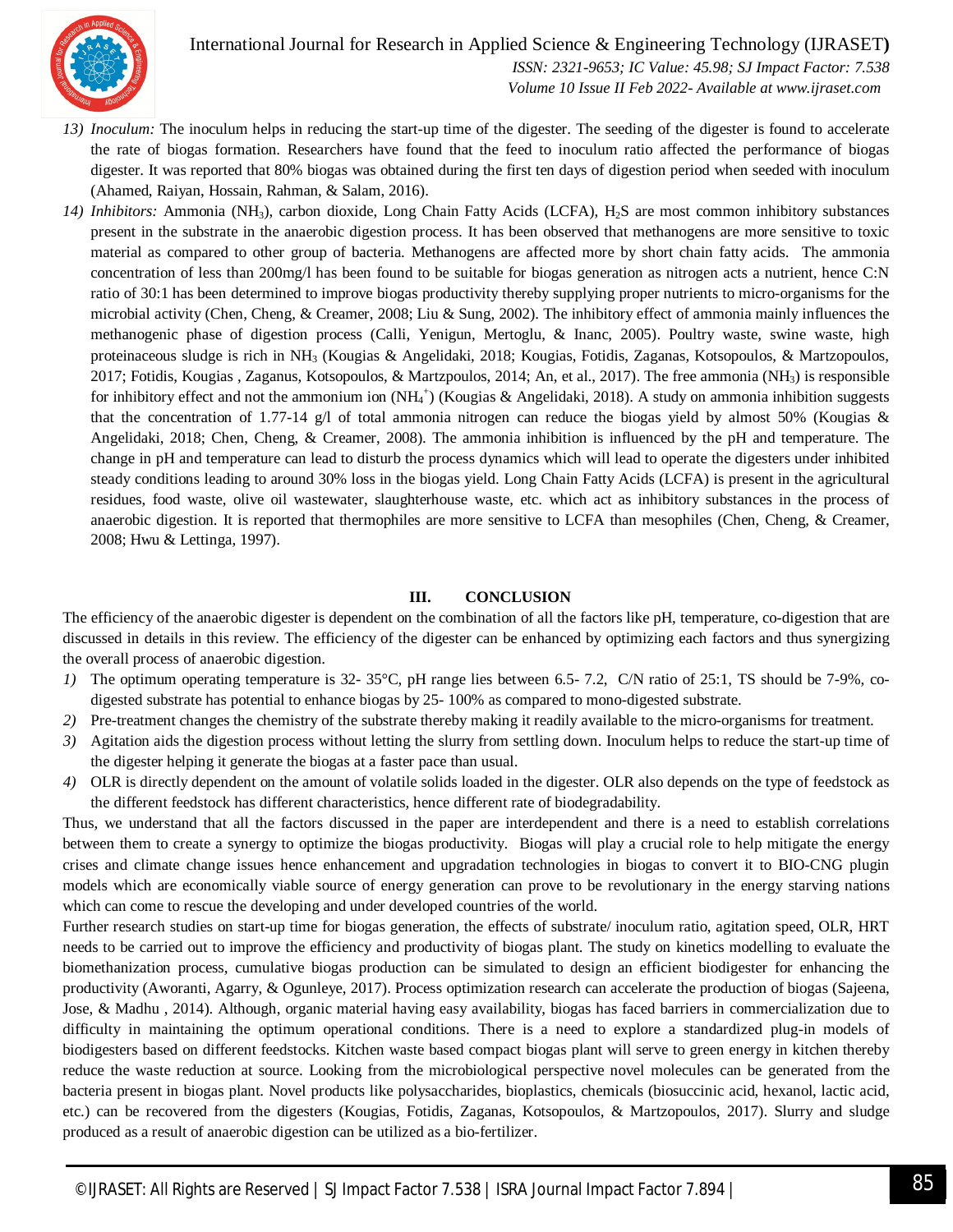13) *Inoculum:* The inoculum helps in reducing the start-up time of the digester. The seeding of the digester is found to accelerate the rate of biogas formation. Researchers have found that the feed to inoculum ratio affected the performance of biogas digester. It was reported that 80% biogas was obtained during the first ten days of digestion period when seeded with inoculum (Ahamed, Raiyan, Hossain, Rahman, & Salam, 2016).
14) *Inhibitors:* Ammonia ($NH_3$), carbon dioxide, Long Chain Fatty Acids (LCFA), $H_2S$ are most common inhibitory substances present in the substrate in the anaerobic digestion process. It has been observed that methanogens are more sensitive to toxic material as compared to other group of bacteria. Methanogens are affected more by short chain fatty acids. The ammonia concentration of less than 200mg/l has been found to be suitable for biogas generation as nitrogen acts a nutrient, hence C:N ratio of 30:1 has been determined to improve biogas productivity thereby supplying proper nutrients to micro-organisms for the microbial activity (Chen, Cheng, & Creamer, 2008; Liu & Sung, 2002). The inhibitory effect of ammonia mainly influences the methanogenic phase of digestion process (Calli, Yenigun, Mertoglu, & Inanc, 2005). Poultry waste, swine waste, high proteinaceous sludge is rich in $NH_3$ (Kougias & Angelidaki, 2018; Kougias, Fotidis, Zaganas, Kotsopoulos, & Martzopoulos, 2017; Fotidis, Kougias , Zaganus, Kotsopoulos, & Martzpoulos, 2014; An, et al., 2017). The free ammonia ($NH_3$) is responsible for inhibitory effect and not the ammonium ion ($NH_4^+$) (Kougias & Angelidaki, 2018). A study on ammonia inhibition suggests that the concentration of 1.77-14 g/l of total ammonia nitrogen can reduce the biogas yield by almost 50% (Kougias & Angelidaki, 2018; Chen, Cheng, & Creamer, 2008). The ammonia inhibition is influenced by the pH and temperature. The change in pH and temperature can lead to disturb the process dynamics which will lead to operate the digesters under inhibited steady conditions leading to around 30% loss in the biogas yield. Long Chain Fatty Acids (LCFA) is present in the agricultural residues, food waste, olive oil wastewater, slaughterhouse waste, etc. which act as inhibitory substances in the process of anaerobic digestion. It is reported that thermophiles are more sensitive to LCFA than mesophiles (Chen, Cheng, & Creamer, 2008; Hwu & Lettinga, 1997).

## III. CONCLUSION

The efficiency of the anaerobic digester is dependent on the combination of all the factors like pH, temperature, co-digestion that are discussed in details in this review. The efficiency of the digester can be enhanced by optimizing each factors and thus synergizing the overall process of anaerobic digestion.

1) The optimum operating temperature is 32- 35°C, pH range lies between 6.5- 7.2, C/N ratio of 25:1, TS should be 7-9%, co-digested substrate has potential to enhance biogas by 25- 100% as compared to mono-digested substrate.
2) Pre-treatment changes the chemistry of the substrate thereby making it readily available to the micro-organisms for treatment.
3) Agitation aids the digestion process without letting the slurry from settling down. Inoculum helps to reduce the start-up time of the digester helping it generate the biogas at a faster pace than usual.
4) OLR is directly dependent on the amount of volatile solids loaded in the digester. OLR also depends on the type of feedstock as the different feedstock has different characteristics, hence different rate of biodegradability.

Thus, we understand that all the factors discussed in the paper are interdependent and there is a need to establish correlations between them to create a synergy to optimize the biogas productivity. Biogas will play a crucial role to help mitigate the energy crises and climate change issues hence enhancement and upgradation technologies in biogas to convert it to BIO-CNG plugin models which are economically viable source of energy generation can prove to be revolutionary in the energy starving nations which can come to rescue the developing and under developed countries of the world.

Further research studies on start-up time for biogas generation, the effects of substrate/ inoculum ratio, agitation speed, OLR, HRT needs to be carried out to improve the efficiency and productivity of biogas plant. The study on kinetics modelling to evaluate the biomethanization process, cumulative biogas production can be simulated to design an efficient biodigester for enhancing the productivity (Aworanti, Agarry, & Ogunleye, 2017). Process optimization research can accelerate the production of biogas (Sajeena, Jose, & Madhu , 2014). Although, organic material having easy availability, biogas has faced barriers in commercialization due to difficulty in maintaining the optimum operational conditions. There is a need to explore a standardized plug-in models of biodigesters based on different feedstocks. Kitchen waste based compact biogas plant will serve to green energy in kitchen thereby reduce the waste reduction at source. Looking from the microbiological perspective novel molecules can be generated from the bacteria present in biogas plant. Novel products like polysaccharides, bioplastics, chemicals (biosuccinic acid, hexanol, lactic acid, etc.) can be recovered from the digesters (Kougias, Fotidis, Zaganas, Kotsopoulos, & Martzopoulos, 2017). Slurry and sludge produced as a result of anaerobic digestion can be utilized as a bio-fertilizer.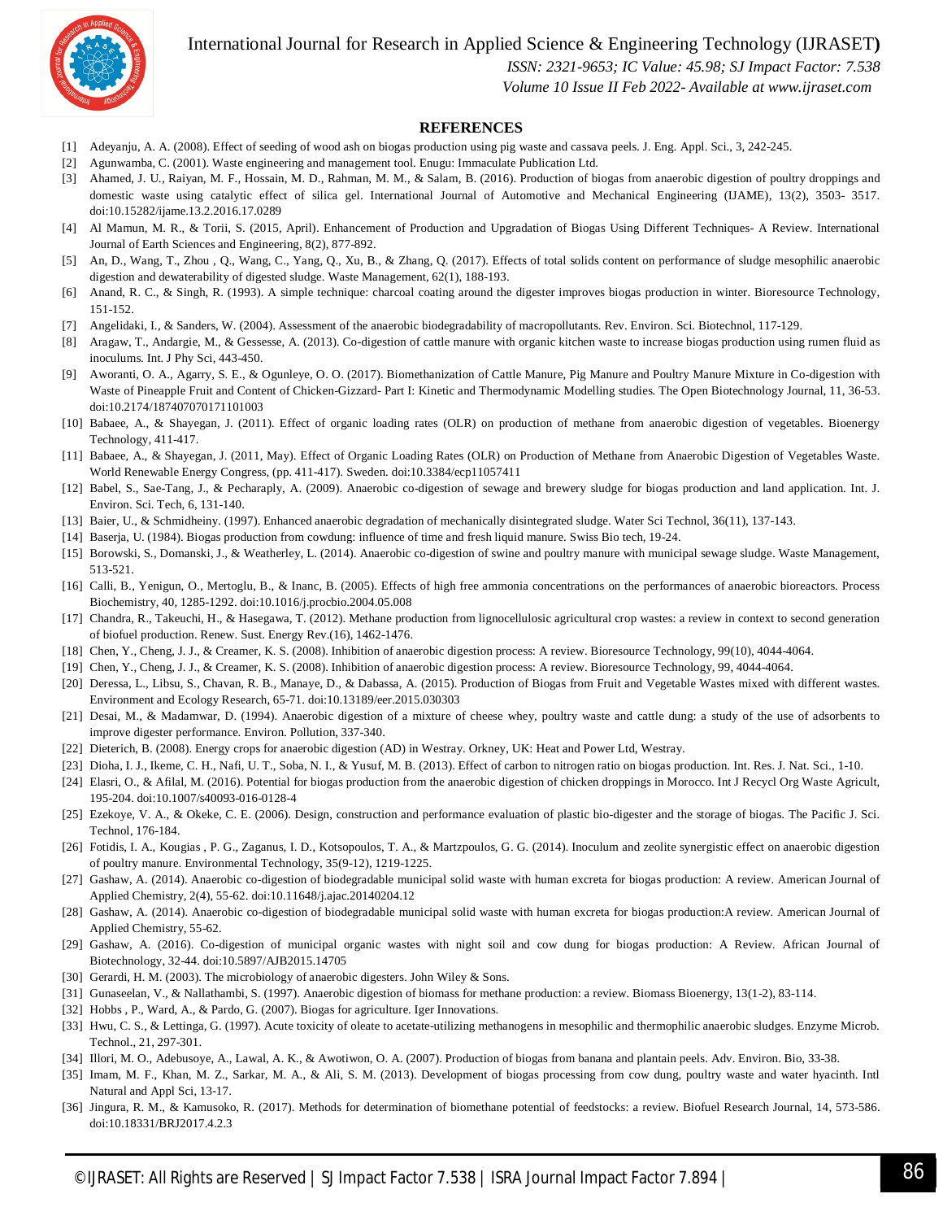## REFERENCES

[1] Adeyanju, A. A. (2008). Effect of seeding of wood ash on biogas production using pig waste and cassava peels. J. Eng. Appl. Sci., 3, 242-245.

[2] Agunwamba, C. (2001). Waste engineering and management tool. Enugu: Immaculate Publication Ltd.

[3] Ahamed, J. U., Raiyan, M. F., Hossain, M. D., Rahman, M. M., & Salam, B. (2016). Production of biogas from anaerobic digestion of poultry droppings and domestic waste using catalytic effect of silica gel. International Journal of Automotive and Mechanical Engineering (IJAME), 13(2), 3503- 3517. doi:10.15282/ijame.13.2.2016.17.0289

[4] Al Mamun, M. R., & Torii, S. (2015, April). Enhancement of Production and Upgradation of Biogas Using Different Techniques- A Review. International Journal of Earth Sciences and Engineering, 8(2), 877-892.

[5] An, D., Wang, T., Zhou , Q., Wang, C., Yang, Q., Xu, B., & Zhang, Q. (2017). Effects of total solids content on performance of sludge mesophilic anaerobic digestion and dewaterability of digested sludge. Waste Management, 62(1), 188-193.

[6] Anand, R. C., & Singh, R. (1993). A simple technique: charcoal coating around the digester improves biogas production in winter. Bioresource Technology, 151-152.

[7] Angelidaki, I., & Sanders, W. (2004). Assessment of the anaerobic biodegradability of macropollutants. Rev. Environ. Sci. Biotechnol, 117-129.

[8] Aragaw, T., Andargie, M., & Gessesse, A. (2013). Co-digestion of cattle manure with organic kitchen waste to increase biogas production using rumen fluid as inoculums. Int. J Phy Sci, 443-450.

[9] Aworanti, O. A., Agarry, S. E., & Ogunleye, O. O. (2017). Biomethanization of Cattle Manure, Pig Manure and Poultry Manure Mixture in Co-digestion with Waste of Pineapple Fruit and Content of Chicken-Gizzard- Part I: Kinetic and Thermodynamic Modelling studies. The Open Biotechnology Journal, 11, 36-53. doi:10.2174/1874070701711101003

[10] Babaee, A., & Shayegan, J. (2011). Effect of organic loading rates (OLR) on production of methane from anaerobic digestion of vegetables. Bioenergy Technology, 411-417.

[11] Babaee, A., & Shayegan, J. (2011, May). Effect of Organic Loading Rates (OLR) on Production of Methane from Anaerobic Digestion of Vegetables Waste. World Renewable Energy Congress, (pp. 411-417). Sweden. doi:10.3384/ecp11057411

[12] Babel, S., Sae-Tang, J., & Pecharaply, A. (2009). Anaerobic co-digestion of sewage and brewery sludge for biogas production and land application. Int. J. Environ. Sci. Tech, 6, 131-140.

[13] Baier, U., & Schmidheiny. (1997). Enhanced anaerobic degradation of mechanically disintegrated sludge. Water Sci Technol, 36(11), 137-143.

[14] Baserja, U. (1984). Biogas production from cowdung: influence of time and fresh liquid manure. Swiss Bio tech, 19-24.

[15] Borowski, S., Domanski, J., & Weatherley, L. (2014). Anaerobic co-digestion of swine and poultry manure with municipal sewage sludge. Waste Management, 513-521.

[16] Calli, B., Yenigun, O., Mertoglu, B., & Inanc, B. (2005). Effects of high free ammonia concentrations on the performances of anaerobic bioreactors. Process Biochemistry, 40, 1285-1292. doi:10.1016/j.procbio.2004.05.008

[17] Chandra, R., Takeuchi, H., & Hasegawa, T. (2012). Methane production from lignocellulosic agricultural crop wastes: a review in context to second generation of biofuel production. Renew. Sust. Energy Rev.(16), 1462-1476.

[18] Chen, Y., Cheng, J. J., & Creamer, K. S. (2008). Inhibition of anaerobic digestion process: A review. Bioresource Technology, 99(10), 4044-4064.

[19] Chen, Y., Cheng, J. J., & Creamer, K. S. (2008). Inhibition of anaerobic digestion process: A review. Bioresource Technology, 99, 4044-4064.

[20] Deressa, L., Libsu, S., Chavan, R. B., Manaye, D., & Dabassa, A. (2015). Production of Biogas from Fruit and Vegetable Wastes mixed with different wastes. Environment and Ecology Research, 65-71. doi:10.13189/eer.2015.030303

[21] Desai, M., & Madamwar, D. (1994). Anaerobic digestion of a mixture of cheese whey, poultry waste and cattle dung: a study of the use of adsorbents to improve digester performance. Environ. Pollution, 337-340.

[22] Dieterich, B. (2008). Energy crops for anaerobic digestion (AD) in Westray. Orkney, UK: Heat and Power Ltd, Westray.

[23] Dioha, I. J., Ikeme, C. H., Nafi, U. T., Soba, N. I., & Yusuf, M. B. (2013). Effect of carbon to nitrogen ratio on biogas production. Int. Res. J. Nat. Sci., 1-10.

[24] Elasri, O., & Afilal, M. (2016). Potential for biogas production from the anaerobic digestion of chicken droppings in Morocco. Int J Recycl Org Waste Agricult, 195-204. doi:10.1007/s40093-016-0128-4

[25] Ezekoye, V. A., & Okeke, C. E. (2006). Design, construction and performance evaluation of plastic bio-digester and the storage of biogas. The Pacific J. Sci. Technol, 176-184.

[26] Fotidis, I. A., Kougias , P. G., Zaganus, I. D., Kotsopoulos, T. A., & Martzpoulos, G. G. (2014). Inoculum and zeolite synergistic effect on anaerobic digestion of poultry manure. Environmental Technology, 35(9-12), 1219-1225.

[27] Gashaw, A. (2014). Anaerobic co-digestion of biodegradable municipal solid waste with human excreta for biogas production: A review. American Journal of Applied Chemistry, 2(4), 55-62. doi:10.11648/j.ajac.20140204.12

[28] Gashaw, A. (2014). Anaerobic co-digestion of biodegradable municipal solid waste with human excreta for biogas production:A review. American Journal of Applied Chemistry, 55-62.

[29] Gashaw, A. (2016). Co-digestion of municipal organic wastes with night soil and cow dung for biogas production: A Review. African Journal of Biotechnology, 32-44. doi:10.5897/AJB2015.14705

[30] Gerardi, H. M. (2003). The microbiology of anaerobic digesters. John Wiley & Sons.

[31] Gunaseelan, V., & Nallathambi, S. (1997). Anaerobic digestion of biomass for methane production: a review. Biomass Bioenergy, 13(1-2), 83-114.

[32] Hobbs , P., Ward, A., & Pardo, G. (2007). Biogas for agriculture. Iger Innovations.

[33] Hwu, C. S., & Lettinga, G. (1997). Acute toxicity of oleate to acetate-utilizing methanogens in mesophilic and thermophilic anaerobic sludges. Enzyme Microb. Technol., 21, 297-301.

[34] Illori, M. O., Adebusoye, A., Lawal, A. K., & Awotiwon, O. A. (2007). Production of biogas from banana and plantain peels. Adv. Environ. Bio, 33-38.

[35] Imam, M. F., Khan, M. Z., Sarkar, M. A., & Ali, S. M. (2013). Development of biogas processing from cow dung, poultry waste and water hyacinth. Intl Natural and Appl Sci, 13-17.

[36] Jingura, R. M., & Kamusoko, R. (2017). Methods for determination of biomethane potential of feedstocks: a review. Biofuel Research Journal, 14, 573-586. doi:10.18331/BRJ2017.4.2.3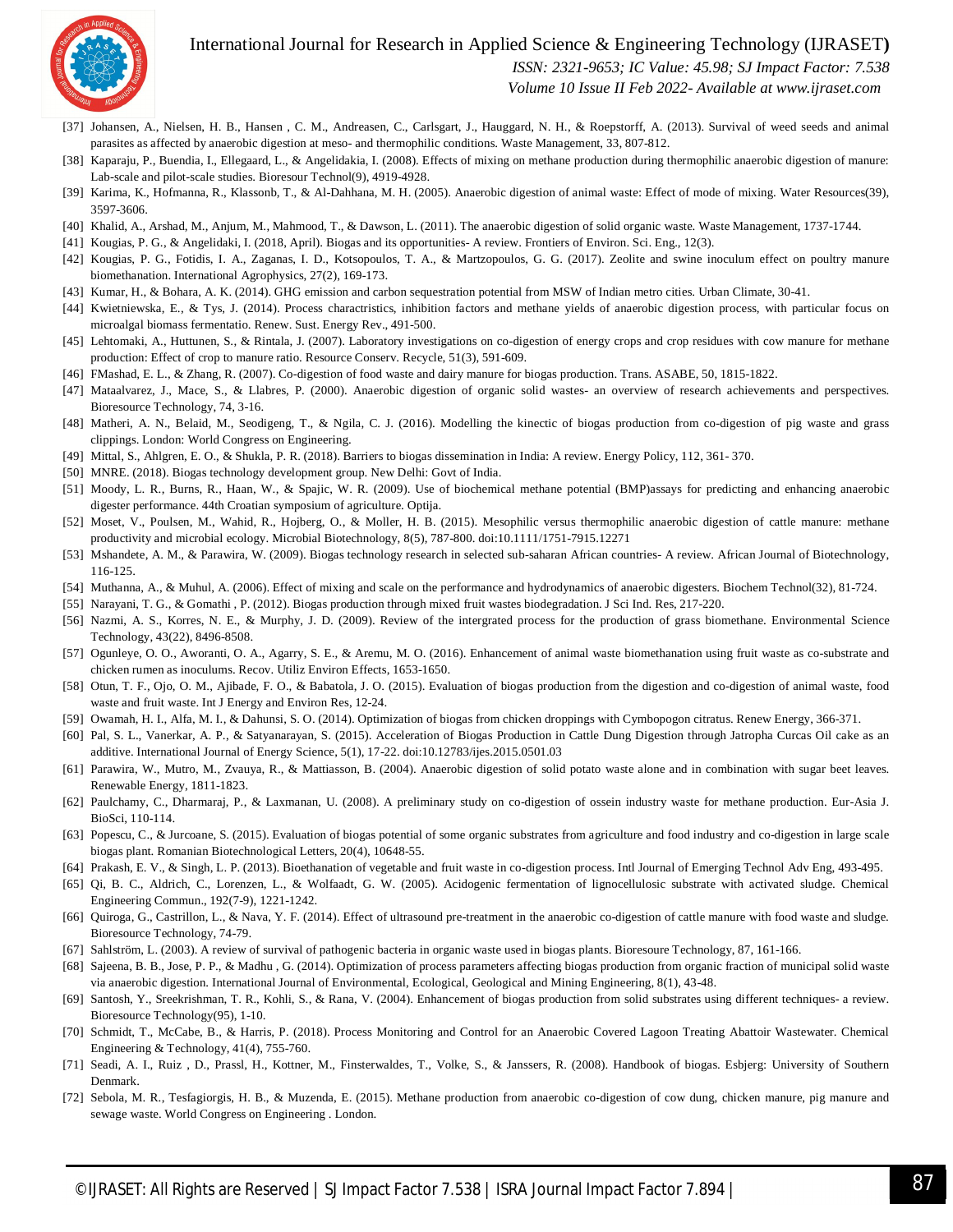[37] Johansen, A., Nielsen, H. B., Hansen , C. M., Andreasen, C., Carlsgart, J., Hauggard, N. H., & Roepstorff, A. (2013). Survival of weed seeds and animal parasites as affected by anaerobic digestion at meso- and thermophilic conditions. Waste Management, 33, 807-812.

[38] Kaparaju, P., Buendia, I., Ellegaard, L., & Angelidakia, I. (2008). Effects of mixing on methane production during thermophilic anaerobic digestion of manure: Lab-scale and pilot-scale studies. Bioresour Technol(9), 4919-4928.

[39] Karima, K., Hofmanna, R., Klassonb, T., & Al-Dahhana, M. H. (2005). Anaerobic digestion of animal waste: Effect of mode of mixing. Water Resources(39), 3597-3606.

[40] Khalid, A., Arshad, M., Anjum, M., Mahmood, T., & Dawson, L. (2011). The anaerobic digestion of solid organic waste. Waste Management, 1737-1744.

[41] Kougias, P. G., & Angelidaki, I. (2018, April). Biogas and its opportunities- A review. Frontiers of Environ. Sci. Eng., 12(3).

[42] Kougias, P. G., Fotidis, I. A., Zaganas, I. D., Kotsopoulos, T. A., & Martzopoulos, G. G. (2017). Zeolite and swine inoculum effect on poultry manure biomethanation. International Agrophysics, 27(2), 169-173.

[43] Kumar, H., & Bohara, A. K. (2014). GHG emission and carbon sequestration potential from MSW of Indian metro cities. Urban Climate, 30-41.

[44] Kwietniewska, E., & Tys, J. (2014). Process charactristics, inhibition factors and methane yields of anaerobic digestion process, with particular focus on microalgal biomass fermentatio. Renew. Sust. Energy Rev., 491-500.

[45] Lehtomaki, A., Huttunen, S., & Rintala, J. (2007). Laboratory investigations on co-digestion of energy crops and crop residues with cow manure for methane production: Effect of crop to manure ratio. Resource Conserv. Recycle, 51(3), 591-609.

[46] FMashad, E. L., & Zhang, R. (2007). Co-digestion of food waste and dairy manure for biogas production. Trans. ASABE, 50, 1815-1822.

[47] Mataalvarez, J., Mace, S., & Llabres, P. (2000). Anaerobic digestion of organic solid wastes- an overview of research achievements and perspectives. Bioresource Technology, 74, 3-16.

[48] Matheri, A. N., Belaid, M., Seodigeng, T., & Ngila, C. J. (2016). Modelling the kinectic of biogas production from co-digestion of pig waste and grass clippings. London: World Congress on Engineering.

[49] Mittal, S., Ahlgren, E. O., & Shukla, P. R. (2018). Barriers to biogas dissemination in India: A review. Energy Policy, 112, 361- 370.

[50] MNRE. (2018). Biogas technology development group. New Delhi: Govt of India.

[51] Moody, L. R., Burns, R., Haan, W., & Spajic, W. R. (2009). Use of biochemical methane potential (BMP)assays for predicting and enhancing anaerobic digester performance. 44th Croatian symposium of agriculture. Optija.

[52] Moset, V., Poulsen, M., Wahid, R., Hojberg, O., & Moller, H. B. (2015). Mesophilic versus thermophilic anaerobic digestion of cattle manure: methane productivity and microbial ecology. Microbial Biotechnology, 8(5), 787-800. doi:10.1111/1751-7915.12271

[53] Mshandete, A. M., & Parawira, W. (2009). Biogas technology research in selected sub-saharan African countries- A review. African Journal of Biotechnology, 116-125.

[54] Muthanna, A., & Muhul, A. (2006). Effect of mixing and scale on the performance and hydrodynamics of anaerobic digesters. Biochem Technol(32), 81-724.

[55] Narayani, T. G., & Gomathi , P. (2012). Biogas production through mixed fruit wastes biodegradation. J Sci Ind. Res, 217-220.

[56] Nazmi, A. S., Korres, N. E., & Murphy, J. D. (2009). Review of the intergrated process for the production of grass biomethane. Environmental Science Technology, 43(22), 8496-8508.

[57] Ogunleye, O. O., Aworanti, O. A., Agarry, S. E., & Aremu, M. O. (2016). Enhancement of animal waste biomethanation using fruit waste as co-substrate and chicken rumen as inoculums. Recov. Utiliz Environ Effects, 1653-1650.

[58] Otun, T. F., Ojo, O. M., Ajibade, F. O., & Babatola, J. O. (2015). Evaluation of biogas production from the digestion and co-digestion of animal waste, food waste and fruit waste. Int J Energy and Environ Res, 12-24.

[59] Owamah, H. I., Alfa, M. I., & Dahunsi, S. O. (2014). Optimization of biogas from chicken droppings with Cymbopogon citratus. Renew Energy, 366-371.

[60] Pal, S. L., Vanerkar, A. P., & Satyanarayan, S. (2015). Acceleration of Biogas Production in Cattle Dung Digestion through Jatropha Curcas Oil cake as an additive. International Journal of Energy Science, 5(1), 17-22. doi:10.12783/ijes.2015.0501.03

[61] Parawira, W., Mutro, M., Zvauya, R., & Mattiasson, B. (2004). Anaerobic digestion of solid potato waste alone and in combination with sugar beet leaves. Renewable Energy, 1811-1823.

[62] Paulchamy, C., Dharmaraj, P., & Laxmanan, U. (2008). A preliminary study on co-digestion of ossein industry waste for methane production. Eur-Asia J. BioSci, 110-114.

[63] Popescu, C., & Jurcoane, S. (2015). Evaluation of biogas potential of some organic substrates from agriculture and food industry and co-digestion in large scale biogas plant. Romanian Biotechnological Letters, 20(4), 10648-55.

[64] Prakash, E. V., & Singh, L. P. (2013). Bioethanation of vegetable and fruit waste in co-digestion process. Intl Journal of Emerging Technol Adv Eng, 493-495.

[65] Qi, B. C., Aldrich, C., Lorenzen, L., & Wolfaadt, G. W. (2005). Acidogenic fermentation of lignocellulosic substrate with activated sludge. Chemical Engineering Commun., 192(7-9), 1221-1242.

[66] Quiroga, G., Castrillon, L., & Nava, Y. F. (2014). Effect of ultrasound pre-treatment in the anaerobic co-digestion of cattle manure with food waste and sludge. Bioresource Technology, 74-79.

[67] Sahlström, L. (2003). A review of survival of pathogenic bacteria in organic waste used in biogas plants. Bioresoure Technology, 87, 161-166.

[68] Sajeena, B. B., Jose, P. P., & Madhu , G. (2014). Optimization of process parameters affecting biogas production from organic fraction of municipal solid waste via anaerobic digestion. International Journal of Environmental, Ecological, Geological and Mining Engineering, 8(1), 43-48.

[69] Santosh, Y., Sreekrishman, T. R., Kohli, S., & Rana, V. (2004). Enhancement of biogas production from solid substrates using different techniques- a review. Bioresource Technology(95), 1-10.

[70] Schmidt, T., McCabe, B., & Harris, P. (2018). Process Monitoring and Control for an Anaerobic Covered Lagoon Treating Abattoir Wastewater. Chemical Engineering & Technology, 41(4), 755-760.

[71] Seadi, A. I., Ruiz , D., Prassl, H., Kottner, M., Finsterwaldes, T., Volke, S., & Janssers, R. (2008). Handbook of biogas. Esbjerg: University of Southern Denmark.

[72] Sebola, M. R., Tesfagiorgis, H. B., & Muzenda, E. (2015). Methane production from anaerobic co-digestion of cow dung, chicken manure, pig manure and sewage waste. World Congress on Engineering . London.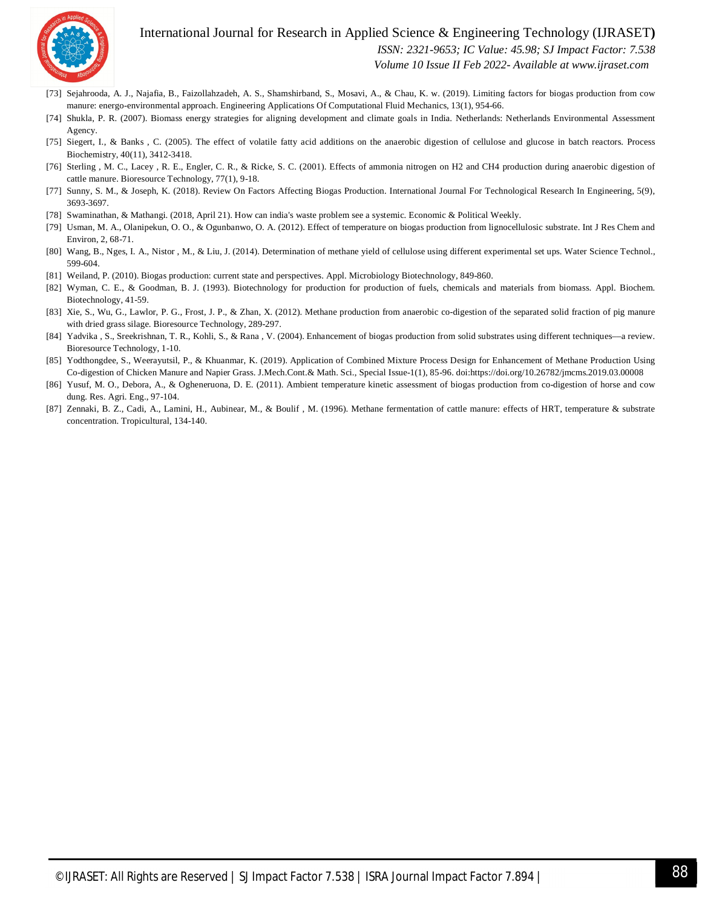[73] Sejahrooda, A. J., Najafia, B., Faizollahzadeh, A. S., Shamshirband, S., Mosavi, A., & Chau, K. w. (2019). Limiting factors for biogas production from cow manure: energo-environmental approach. Engineering Applications Of Computational Fluid Mechanics, 13(1), 954-66.

[74] Shukla, P. R. (2007). Biomass energy strategies for aligning development and climate goals in India. Netherlands: Netherlands Environmental Assessment Agency.

[75] Siegert, I., & Banks , C. (2005). The effect of volatile fatty acid additions on the anaerobic digestion of cellulose and glucose in batch reactors. Process Biochemistry, 40(11), 3412-3418.

[76] Sterling , M. C., Lacey , R. E., Engler, C. R., & Ricke, S. C. (2001). Effects of ammonia nitrogen on H2 and CH4 production during anaerobic digestion of cattle manure. Bioresource Technology, 77(1), 9-18.

[77] Sunny, S. M., & Joseph, K. (2018). Review On Factors Affecting Biogas Production. International Journal For Technological Research In Engineering, 5(9), 3693-3697.

[78] Swaminathan, & Mathangi. (2018, April 21). How can india's waste problem see a systemic. Economic & Political Weekly.

[79] Usman, M. A., Olanipekun, O. O., & Ogunbanwo, O. A. (2012). Effect of temperature on biogas production from lignocellulosic substrate. Int J Res Chem and Environ, 2, 68-71.

[80] Wang, B., Nges, I. A., Nistor , M., & Liu, J. (2014). Determination of methane yield of cellulose using different experimental set ups. Water Science Technol., 599-604.

[81] Weiland, P. (2010). Biogas production: current state and perspectives. Appl. Microbiology Biotechnology, 849-860.

[82] Wyman, C. E., & Goodman, B. J. (1993). Biotechnology for production for production of fuels, chemicals and materials from biomass. Appl. Biochem. Biotechnology, 41-59.

[83] Xie, S., Wu, G., Lawlor, P. G., Frost, J. P., & Zhan, X. (2012). Methane production from anaerobic co-digestion of the separated solid fraction of pig manure with dried grass silage. Bioresource Technology, 289-297.

[84] Yadvika , S., Sreekrishnan, T. R., Kohli, S., & Rana , V. (2004). Enhancement of biogas production from solid substrates using different techniques—a review. Bioresource Technology, 1-10.

[85] Yodthongdee, S., Weerayutsil, P., & Khuanmar, K. (2019). Application of Combined Mixture Process Design for Enhancement of Methane Production Using Co-digestion of Chicken Manure and Napier Grass. J.Mech.Cont.& Math. Sci., Special Issue-1(1), 85-96. doi:https://doi.org/10.26782/jmcms.2019.03.00008

[86] Yusuf, M. O., Debora, A., & Ogheneruona, D. E. (2011). Ambient temperature kinetic assessment of biogas production from co-digestion of horse and cow dung. Res. Agri. Eng., 97-104.

[87] Zennaki, B. Z., Cadi, A., Lamini, H., Aubinear, M., & Boulif , M. (1996). Methane fermentation of cattle manure: effects of HRT, temperature & substrate concentration. Tropicultural, 134-140.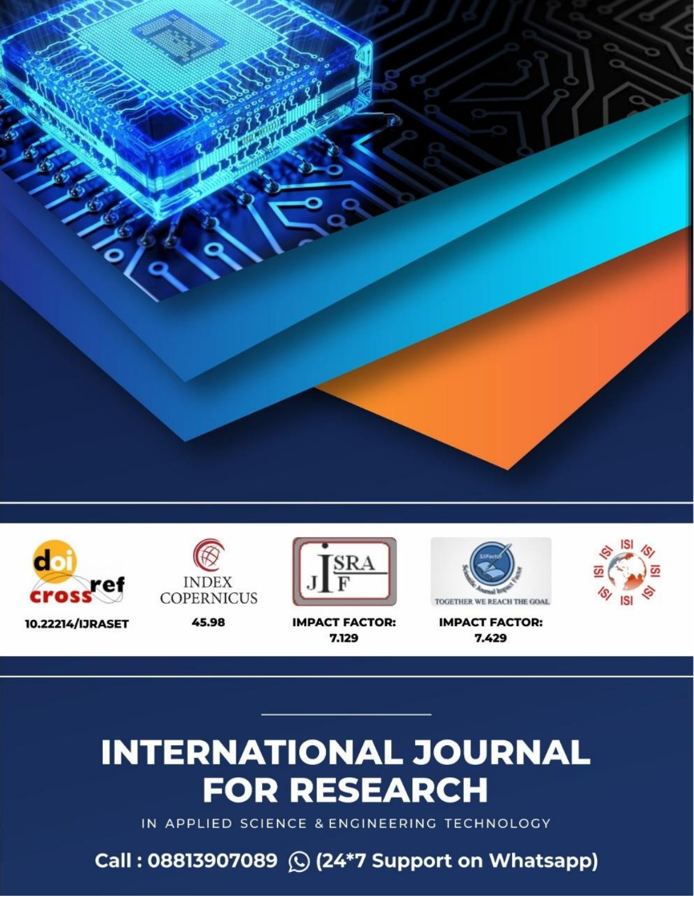10.22214/IJRASET

INDEX COPERNICUS

45.98

IMPACT FACTOR: 7.129

IMPACT FACTOR: 7.429

# INTERNATIONAL JOURNAL FOR RESEARCH

IN APPLIED SCIENCE & ENGINEERING TECHNOLOGY

Call : 08813907089 (24*7 Support on Whatsapp)